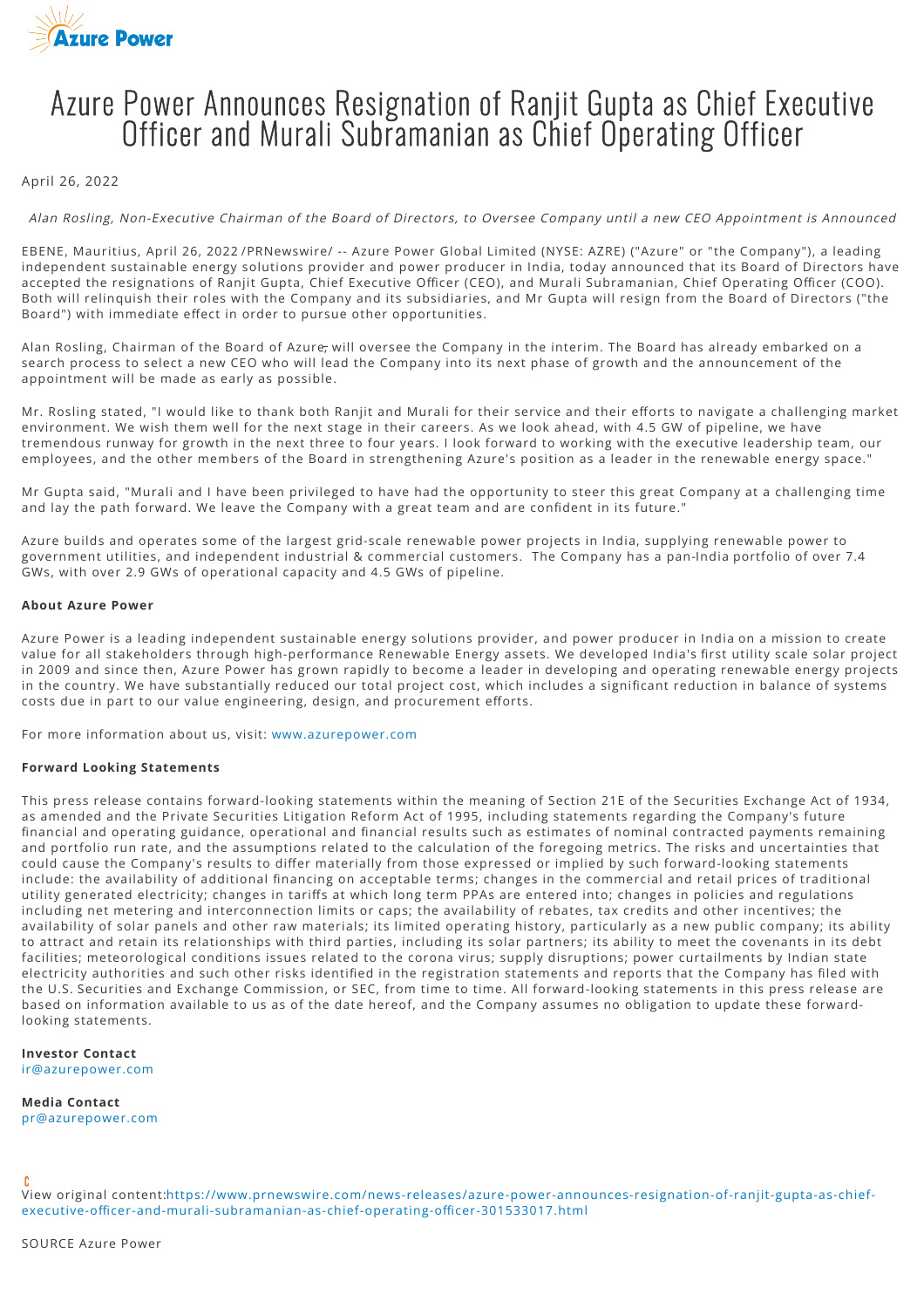# Azure Power Announces Resignation of Ranjit Gupta as Chief Executive Officer and Murali Subramanian as Chief Operating Officer

April 26, 2022

*Alan Rosling, Non-Executive Chairman of the Board of Directors, to Oversee Company until a new CEO Appointment is Announced*

EBENE, Mauritius, April 26, 2022 /PRNewswire/ -- Azure Power Global Limited (NYSE: AZRE) ("Azure" or "the Company"), a leading independent sustainable energy solutions provider and power producer in India, today announced that its Board of Directors have accepted the resignations of Ranjit Gupta, Chief Executive Officer (CEO), and Murali Subramanian, Chief Operating Officer (COO). Both will relinquish their roles with the Company and its subsidiaries, and Mr Gupta will resign from the Board of Directors ("the Board") with immediate effect in order to pursue other opportunities.

Alan Rosling, Chairman of the Board of Azure, will oversee the Company in the interim. The Board has already embarked on a search process to select a new CEO who will lead the Company into its next phase of growth and the announcement of the appointment will be made as early as possible.

Mr. Rosling stated, "I would like to thank both Ranjit and Murali for their service and their efforts to navigate a challenging market environment. We wish them well for the next stage in their careers. As we look ahead, with 4.5 GW of pipeline, we have tremendous runway for growth in the next three to four years. I look forward to working with the executive leadership team, our employees, and the other members of the Board in strengthening Azure's position as a leader in the renewable energy space."

Mr Gupta said, "Murali and I have been privileged to have had the opportunity to steer this great Company at a challenging time and lay the path forward. We leave the Company with a great team and are confident in its future."

Azure builds and operates some of the largest grid-scale renewable power projects in India, supplying renewable power to government utilities, and independent industrial & commercial customers. The Company has a pan-India portfolio of over 7.4 GWs, with over 2.9 GWs of operational capacity and 4.5 GWs of pipeline.

**About Azure Power**

Azure Power is a leading independent sustainable energy solutions provider, and power producer in India on a mission to create value for all stakeholders through high-performance Renewable Energy assets. We developed India's first utility scale solar project in 2009 and since then, Azure Power has grown rapidly to become a leader in developing and operating renewable energy projects in the country. We have substantially reduced our total project cost, which includes a significant reduction in balance of systems costs due in part to our value engineering, design, and procurement efforts.

For more information about us, visit: www.azurepower.com

**Forward Looking Statements**

This press release contains forward-looking statements within the meaning of Section 21E of the Securities Exchange Act of 1934, as amended and the Private Securities Litigation Reform Act of 1995, including statements regarding the Company's future financial and operating guidance, operational and financial results such as estimates of nominal contracted payments remaining and portfolio run rate, and the assumptions related to the calculation of the foregoing metrics. The risks and uncertainties that could cause the Company's results to differ materially from those expressed or implied by such forward-looking statements include: the availability of additional financing on acceptable terms; changes in the commercial and retail prices of traditional utility generated electricity; changes in tariffs at which long term PPAs are entered into; changes in policies and regulations including net metering and interconnection limits or caps; the availability of rebates, tax credits and other incentives; the availability of solar panels and other raw materials; its limited operating history, particularly as a new public company; its ability to attract and retain its relationships with third parties, including its solar partners; its ability to meet the covenants in its debt facilities; meteorological conditions issues related to the corona virus; supply disruptions; power curtailments by Indian state electricity authorities and such other risks identified in the registration statements and reports that the Company has filed with the U.S. Securities and Exchange Commission, or SEC, from time to time. All forward-looking statements in this press release are based on information available to us as of the date hereof, and the Company assumes no obligation to update these forward-looking statements.

**Investor Contact**
ir@azurepower.com

**Media Contact**
pr@azurepower.com

View original content:https://www.prnewswire.com/news-releases/azure-power-announces-resignation-of-ranjit-gupta-as-chief-executive-officer-and-murali-subramanian-as-chief-operating-officer-301533017.html

SOURCE Azure Power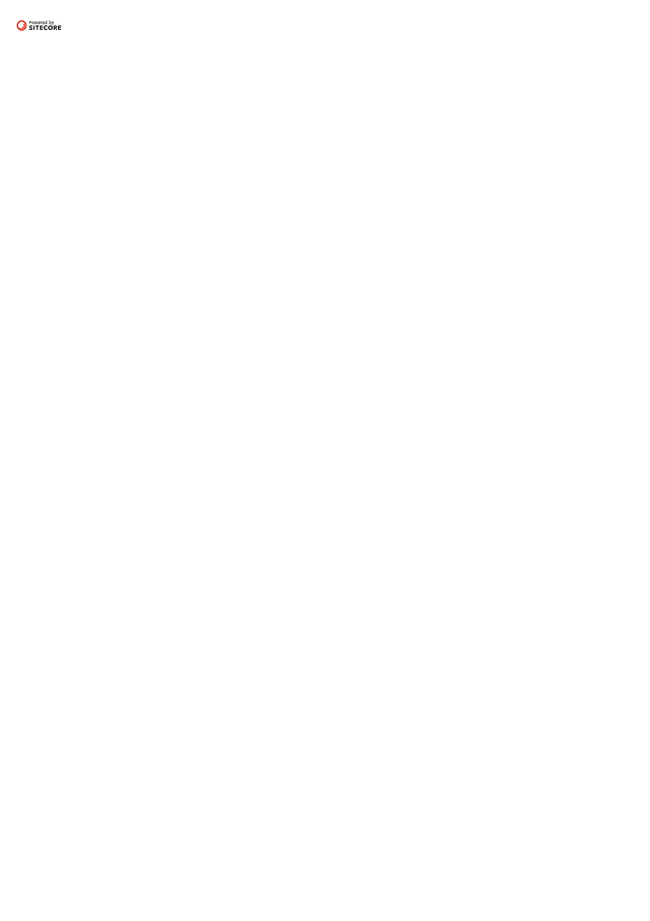Powered by SITECORE